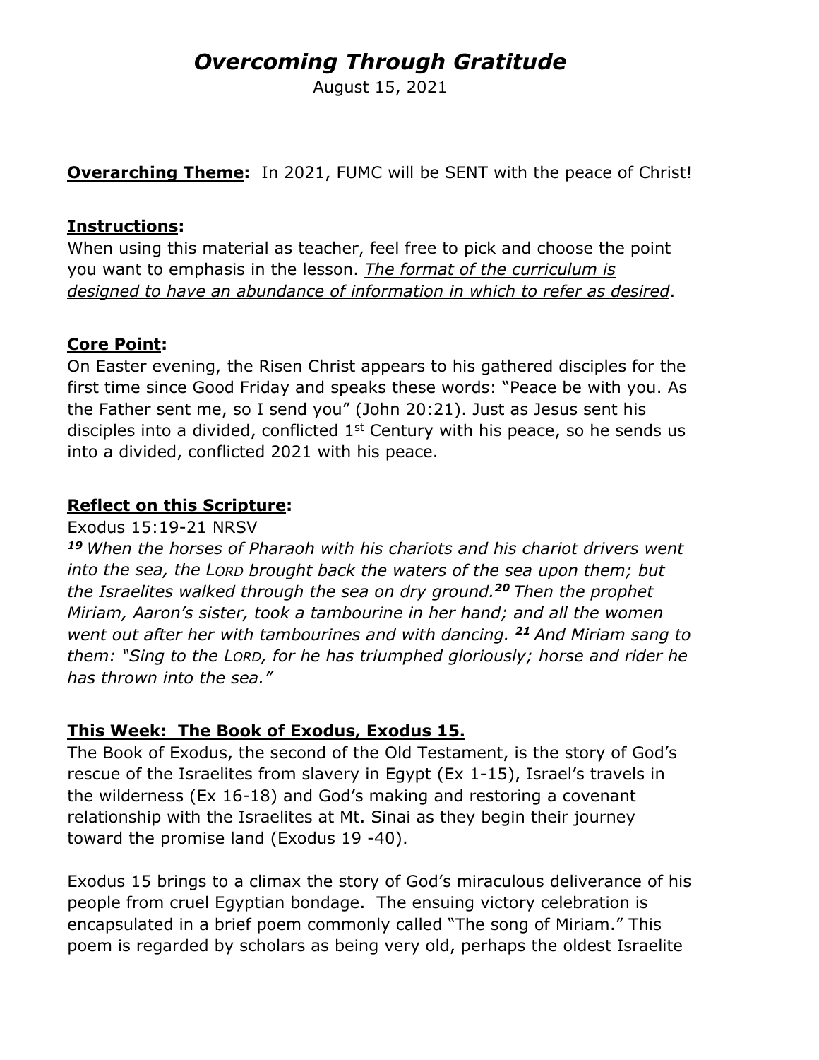# *Overcoming Through Gratitude*

August 15, 2021

**Overarching Theme:** In 2021, FUMC will be SENT with the peace of Christ!

## Instructions:

When using this material as teacher, feel free to pick and choose the point you want to emphasis in the lesson. *The format of the curriculum is designed to have an abundance of information in which to refer as desired*.

## Core Point:

On Easter evening, the Risen Christ appears to his gathered disciples for the first time since Good Friday and speaks these words: "Peace be with you. As the Father sent me, so I send you" (John 20:21). Just as Jesus sent his disciples into a divided, conflicted 1st Century with his peace, so he sends us into a divided, conflicted 2021 with his peace.

## Reflect on this Scripture:

Exodus 15:19-21 NRSV

***19*** *When the horses of Pharaoh with his chariots and his chariot drivers went into the sea, the LORD brought back the waters of the sea upon them; but the Israelites walked through the sea on dry ground.* ***20*** *Then the prophet Miriam, Aaron's sister, took a tambourine in her hand; and all the women went out after her with tambourines and with dancing.* ***21*** *And Miriam sang to them: "Sing to the LORD, for he has triumphed gloriously; horse and rider he has thrown into the sea."*

## This Week: The Book of Exodus, Exodus 15.

The Book of Exodus, the second of the Old Testament, is the story of God's rescue of the Israelites from slavery in Egypt (Ex 1-15), Israel's travels in the wilderness (Ex 16-18) and God's making and restoring a covenant relationship with the Israelites at Mt. Sinai as they begin their journey toward the promise land (Exodus 19 -40).

Exodus 15 brings to a climax the story of God's miraculous deliverance of his people from cruel Egyptian bondage. The ensuing victory celebration is encapsulated in a brief poem commonly called "The song of Miriam." This poem is regarded by scholars as being very old, perhaps the oldest Israelite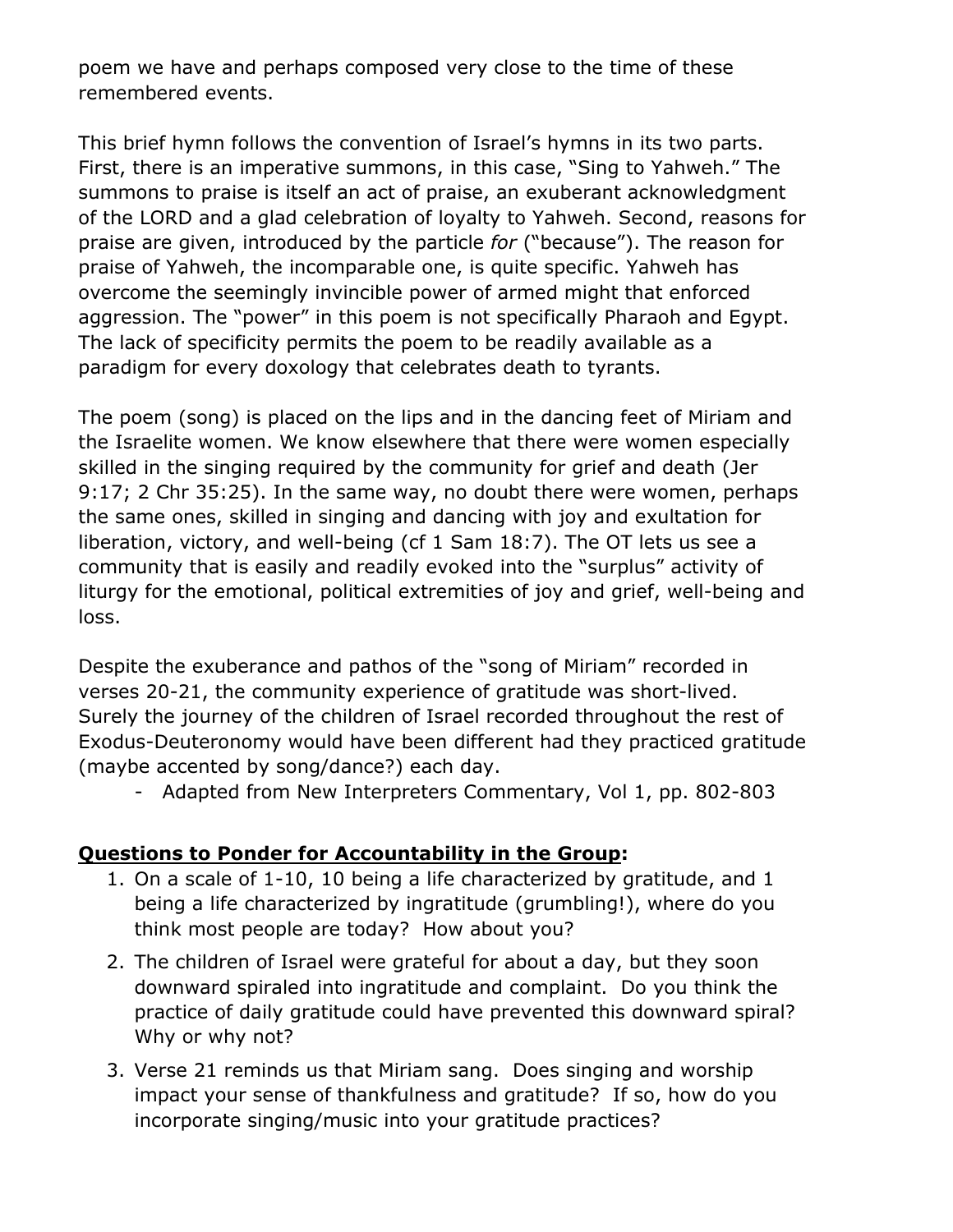poem we have and perhaps composed very close to the time of these remembered events.

This brief hymn follows the convention of Israel's hymns in its two parts. First, there is an imperative summons, in this case, "Sing to Yahweh." The summons to praise is itself an act of praise, an exuberant acknowledgment of the LORD and a glad celebration of loyalty to Yahweh. Second, reasons for praise are given, introduced by the particle *for* ("because"). The reason for praise of Yahweh, the incomparable one, is quite specific. Yahweh has overcome the seemingly invincible power of armed might that enforced aggression. The "power" in this poem is not specifically Pharaoh and Egypt. The lack of specificity permits the poem to be readily available as a paradigm for every doxology that celebrates death to tyrants.

The poem (song) is placed on the lips and in the dancing feet of Miriam and the Israelite women. We know elsewhere that there were women especially skilled in the singing required by the community for grief and death (Jer 9:17; 2 Chr 35:25). In the same way, no doubt there were women, perhaps the same ones, skilled in singing and dancing with joy and exultation for liberation, victory, and well-being (cf 1 Sam 18:7). The OT lets us see a community that is easily and readily evoked into the "surplus" activity of liturgy for the emotional, political extremities of joy and grief, well-being and loss.

Despite the exuberance and pathos of the "song of Miriam" recorded in verses 20-21, the community experience of gratitude was short-lived. Surely the journey of the children of Israel recorded throughout the rest of Exodus-Deuteronomy would have been different had they practiced gratitude (maybe accented by song/dance?) each day.

- Adapted from New Interpreters Commentary, Vol 1, pp. 802-803

**<u>Questions to Ponder for Accountability in the Group</u>:**

1. On a scale of 1-10, 10 being a life characterized by gratitude, and 1 being a life characterized by ingratitude (grumbling!), where do you think most people are today? How about you?
2. The children of Israel were grateful for about a day, but they soon downward spiraled into ingratitude and complaint. Do you think the practice of daily gratitude could have prevented this downward spiral? Why or why not?
3. Verse 21 reminds us that Miriam sang. Does singing and worship impact your sense of thankfulness and gratitude? If so, how do you incorporate singing/music into your gratitude practices?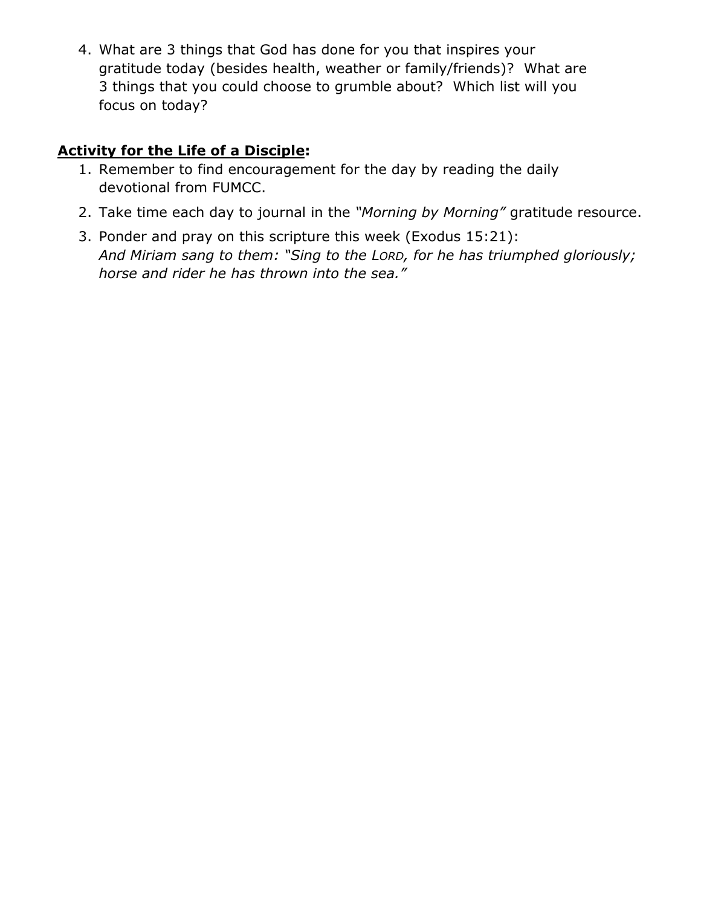4. What are 3 things that God has done for you that inspires your gratitude today (besides health, weather or family/friends)? What are 3 things that you could choose to grumble about? Which list will you focus on today?

**Activity for the Life of a Disciple:**

1. Remember to find encouragement for the day by reading the daily devotional from FUMCC.
2. Take time each day to journal in the *"Morning by Morning"* gratitude resource.
3. Ponder and pray on this scripture this week (Exodus 15:21):
   *And Miriam sang to them: "Sing to the LORD, for he has triumphed gloriously; horse and rider he has thrown into the sea."*